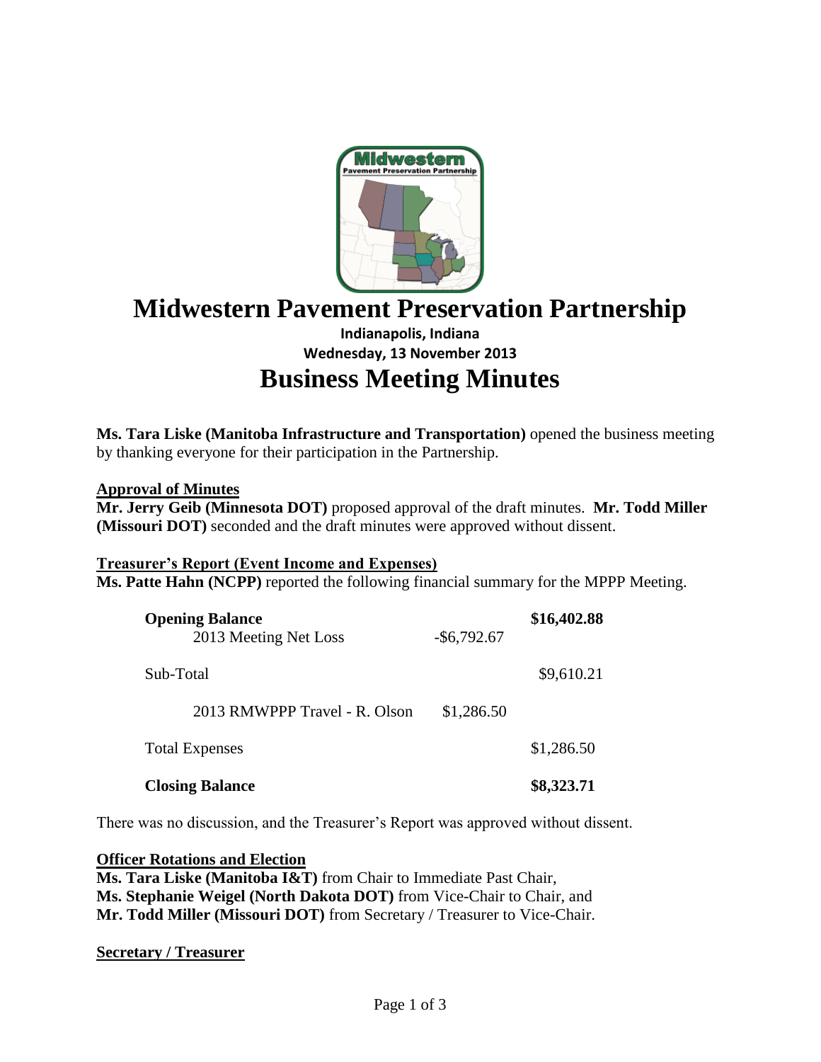# Midwestern Pavement Preservation Partnership

**Indianapolis, Indiana**
**Wednesday, 13 November 2013**

# Business Meeting Minutes

**Ms. Tara Liske (Manitoba Infrastructure and Transportation)** opened the business meeting by thanking everyone for their participation in the Partnership.

**Approval of Minutes**

**Mr. Jerry Geib (Minnesota DOT)** proposed approval of the draft minutes. **Mr. Todd Miller (Missouri DOT)** seconded and the draft minutes were approved without dissent.

**Treasurer's Report (Event Income and Expenses)**

**Ms. Patte Hahn (NCPP)** reported the following financial summary for the MPPP Meeting.

| | | |
|---|---|---|
| **Opening Balance** | | **$16,402.88** |
| 2013 Meeting Net Loss | -$6,792.67 | |
| Sub-Total | | $9,610.21 |
| 2013 RMWPPP Travel - R. Olson | $1,286.50 | |
| Total Expenses | | $1,286.50 |
| **Closing Balance** | | **$8,323.71** |

There was no discussion, and the Treasurer's Report was approved without dissent.

**Officer Rotations and Election**

**Ms. Tara Liske (Manitoba I&T)** from Chair to Immediate Past Chair,
**Ms. Stephanie Weigel (North Dakota DOT)** from Vice-Chair to Chair, and
**Mr. Todd Miller (Missouri DOT)** from Secretary / Treasurer to Vice-Chair.

**Secretary / Treasurer**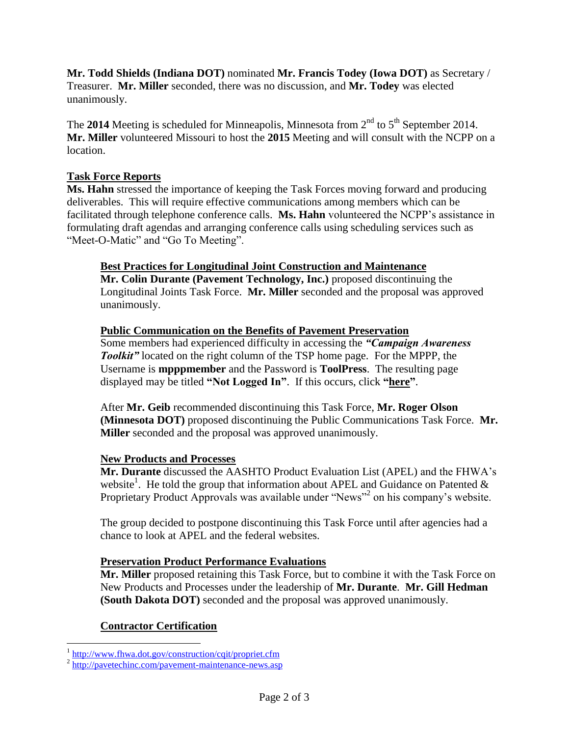**Mr. Todd Shields (Indiana DOT)** nominated **Mr. Francis Todey (Iowa DOT)** as Secretary / Treasurer. **Mr. Miller** seconded, there was no discussion, and **Mr. Todey** was elected unanimously.

The **2014** Meeting is scheduled for Minneapolis, Minnesota from 2nd to 5th September 2014. **Mr. Miller** volunteered Missouri to host the **2015** Meeting and will consult with the NCPP on a location.

## Task Force Reports

**Ms. Hahn** stressed the importance of keeping the Task Forces moving forward and producing deliverables. This will require effective communications among members which can be facilitated through telephone conference calls. **Ms. Hahn** volunteered the NCPP's assistance in formulating draft agendas and arranging conference calls using scheduling services such as "Meet-O-Matic" and "Go To Meeting".

### Best Practices for Longitudinal Joint Construction and Maintenance

**Mr. Colin Durante (Pavement Technology, Inc.)** proposed discontinuing the Longitudinal Joints Task Force. **Mr. Miller** seconded and the proposal was approved unanimously.

### Public Communication on the Benefits of Pavement Preservation

Some members had experienced difficulty in accessing the ***"Campaign Awareness Toolkit"*** located on the right column of the TSP home page. For the MPPP, the Username is **mpppmember** and the Password is **ToolPress**. The resulting page displayed may be titled **"Not Logged In"**. If this occurs, click **"here"**.

After **Mr. Geib** recommended discontinuing this Task Force, **Mr. Roger Olson (Minnesota DOT)** proposed discontinuing the Public Communications Task Force. **Mr. Miller** seconded and the proposal was approved unanimously.

### New Products and Processes

**Mr. Durante** discussed the AASHTO Product Evaluation List (APEL) and the FHWA's website[1]. He told the group that information about APEL and Guidance on Patented & Proprietary Product Approvals was available under "News"[2] on his company's website.

The group decided to postpone discontinuing this Task Force until after agencies had a chance to look at APEL and the federal websites.

### Preservation Product Performance Evaluations

**Mr. Miller** proposed retaining this Task Force, but to combine it with the Task Force on New Products and Processes under the leadership of **Mr. Durante**. **Mr. Gill Hedman (South Dakota DOT)** seconded and the proposal was approved unanimously.

### Contractor Certification

---

[1] http://www.fhwa.dot.gov/construction/cqit/propriet.cfm

[2] http://pavetechinc.com/pavement-maintenance-news.asp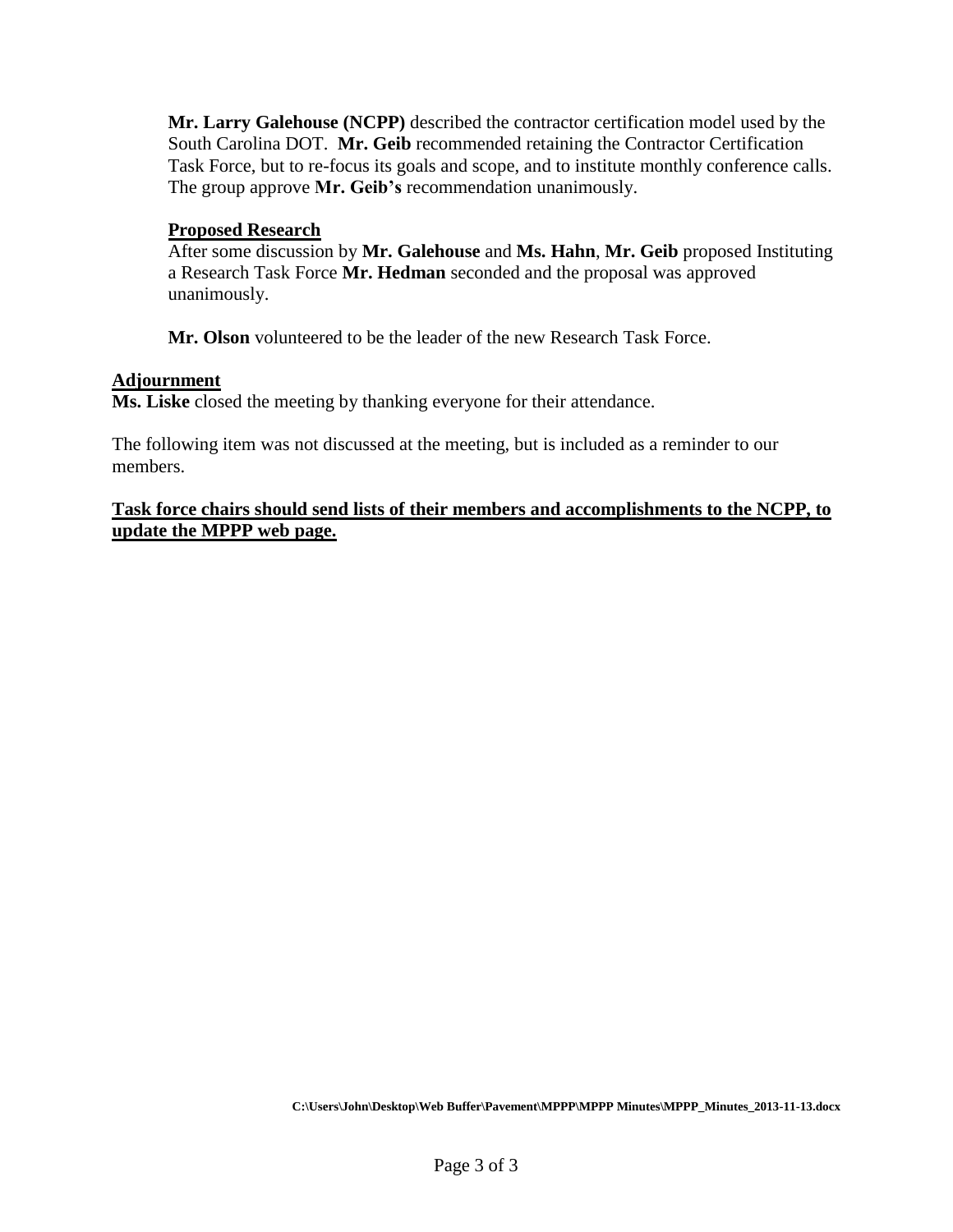**Mr. Larry Galehouse (NCPP)** described the contractor certification model used by the South Carolina DOT. **Mr. Geib** recommended retaining the Contractor Certification Task Force, but to re-focus its goals and scope, and to institute monthly conference calls. The group approve **Mr. Geib's** recommendation unanimously.

### Proposed Research

After some discussion by **Mr. Galehouse** and **Ms. Hahn**, **Mr. Geib** proposed Instituting a Research Task Force **Mr. Hedman** seconded and the proposal was approved unanimously.

**Mr. Olson** volunteered to be the leader of the new Research Task Force.

## Adjournment

**Ms. Liske** closed the meeting by thanking everyone for their attendance.

The following item was not discussed at the meeting, but is included as a reminder to our members.

**Task force chairs should send lists of their members and accomplishments to the NCPP, to update the MPPP web page.**

**C:\Users\John\Desktop\Web Buffer\Pavement\MPPP\MPPP Minutes\MPPP_Minutes_2013-11-13.docx**